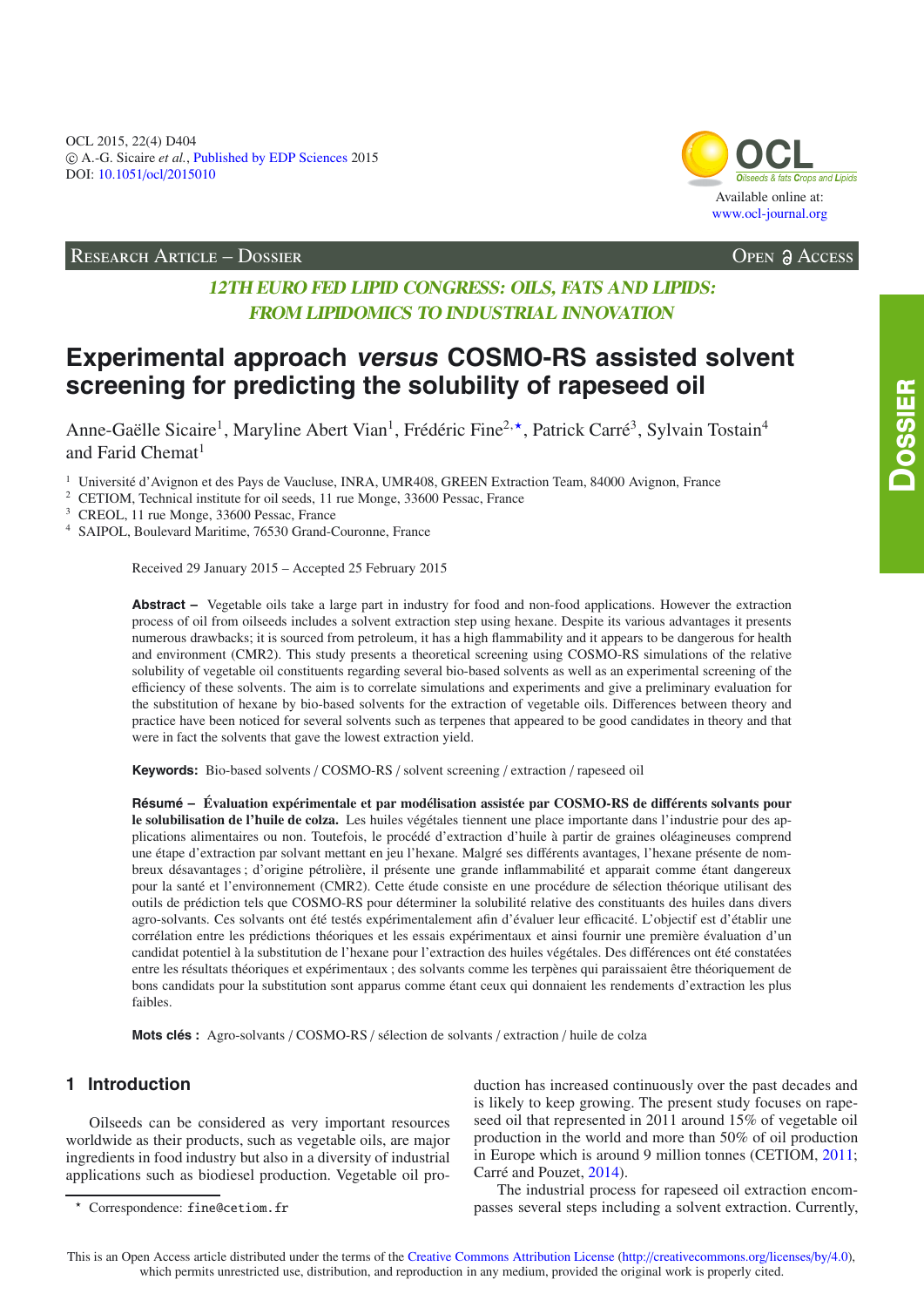OCL 2015, 22(4) D404
© A.-G. Sicaire *et al.*, Published by EDP Sciences 2015
DOI: 10.1051/ocl/2015010

Available online at:
www.ocl-journal.org

RESEARCH ARTICLE – DOSSIER

OPEN ACCESS

*12TH EURO FED LIPID CONGRESS: OILS, FATS AND LIPIDS: FROM LIPIDOMICS TO INDUSTRIAL INNOVATION*

# Experimental approach *versus* COSMO-RS assisted solvent screening for predicting the solubility of rapeseed oil

Anne-Gaëlle Sicaire[1], Maryline Abert Vian[1], Frédéric Fine[2,⋆], Patrick Carré[3], Sylvain Tostain[4] and Farid Chemat[1]

[1] Université d'Avignon et des Pays de Vaucluse, INRA, UMR408, GREEN Extraction Team, 84000 Avignon, France
[2] CETIOM, Technical institute for oil seeds, 11 rue Monge, 33600 Pessac, France
[3] CREOL, 11 rue Monge, 33600 Pessac, France
[4] SAIPOL, Boulevard Maritime, 76530 Grand-Couronne, France

Received 29 January 2015 – Accepted 25 February 2015

**Abstract –** Vegetable oils take a large part in industry for food and non-food applications. However the extraction process of oil from oilseeds includes a solvent extraction step using hexane. Despite its various advantages it presents numerous drawbacks; it is sourced from petroleum, it has a high flammability and it appears to be dangerous for health and environment (CMR2). This study presents a theoretical screening using COSMO-RS simulations of the relative solubility of vegetable oil constituents regarding several bio-based solvents as well as an experimental screening of the efficiency of these solvents. The aim is to correlate simulations and experiments and give a preliminary evaluation for the substitution of hexane by bio-based solvents for the extraction of vegetable oils. Differences between theory and practice have been noticed for several solvents such as terpenes that appeared to be good candidates in theory and that were in fact the solvents that gave the lowest extraction yield.

**Keywords:** Bio-based solvents / COSMO-RS / solvent screening / extraction / rapeseed oil

**Résumé – Évaluation expérimentale et par modélisation assistée par COSMO-RS de différents solvants pour le solubilisation de l'huile de colza.** Les huiles végétales tiennent une place importante dans l'industrie pour des applications alimentaires ou non. Toutefois, le procédé d'extraction d'huile à partir de graines oléagineuses comprend une étape d'extraction par solvant mettant en jeu l'hexane. Malgré ses différents avantages, l'hexane présente de nombreux désavantages ; d'origine pétrolière, il présente une grande inflammabilité et apparait comme étant dangereux pour la santé et l'environnement (CMR2). Cette étude consiste en une procédure de sélection théorique utilisant des outils de prédiction tels que COSMO-RS pour déterminer la solubilité relative des constituants des huiles dans divers agro-solvants. Ces solvants ont été testés expérimentalement afin d'évaluer leur efficacité. L'objectif est d'établir une corrélation entre les prédictions théoriques et les essais expérimentaux et ainsi fournir une première évaluation d'un candidat potentiel à la substitution de l'hexane pour l'extraction des huiles végétales. Des différences ont été constatées entre les résultats théoriques et expérimentaux ; des solvants comme les terpènes qui paraissaient être théoriquement de bons candidats pour la substitution sont apparus comme étant ceux qui donnaient les rendements d'extraction les plus faibles.

**Mots clés :** Agro-solvants / COSMO-RS / sélection de solvants / extraction / huile de colza

## 1 Introduction

Oilseeds can be considered as very important resources worldwide as their products, such as vegetable oils, are major ingredients in food industry but also in a diversity of industrial applications such as biodiesel production. Vegetable oil production has increased continuously over the past decades and is likely to keep growing. The present study focuses on rapeseed oil that represented in 2011 around 15% of vegetable oil production in the world and more than 50% of oil production in Europe which is around 9 million tonnes (CETIOM, 2011; Carré and Pouzet, 2014).

The industrial process for rapeseed oil extraction encompasses several steps including a solvent extraction. Currently,

⋆ Correspondence: fine@cetiom.fr

This is an Open Access article distributed under the terms of the Creative Commons Attribution License (http://creativecommons.org/licenses/by/4.0), which permits unrestricted use, distribution, and reproduction in any medium, provided the original work is properly cited.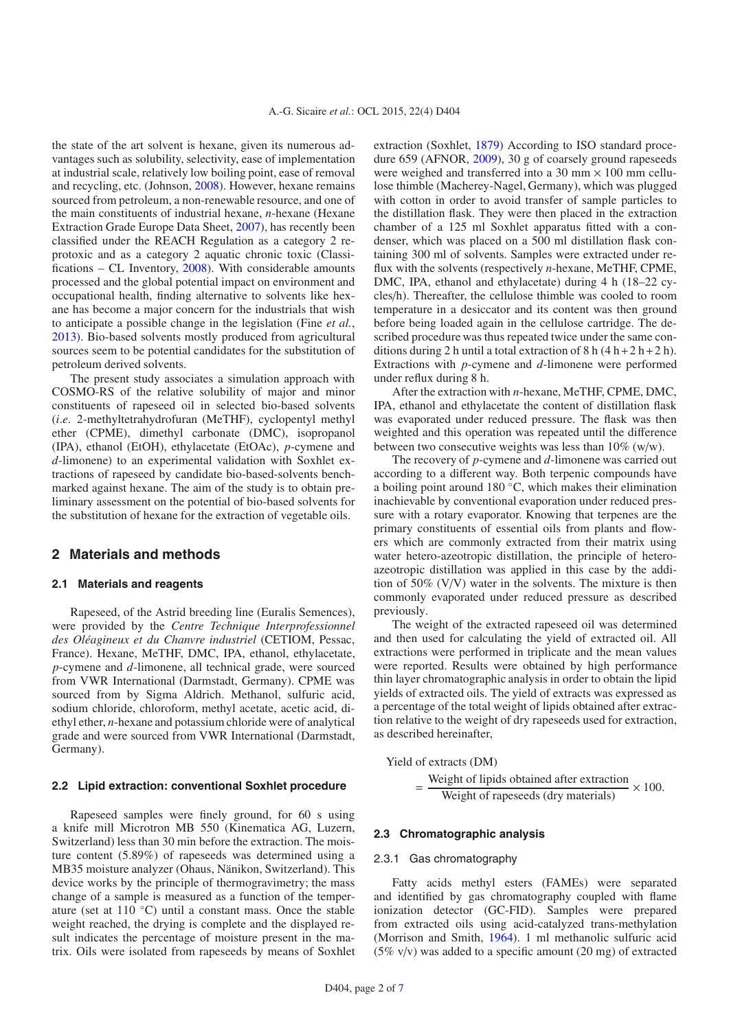the state of the art solvent is hexane, given its numerous advantages such as solubility, selectivity, ease of implementation at industrial scale, relatively low boiling point, ease of removal and recycling, etc. (Johnson, 2008). However, hexane remains sourced from petroleum, a non-renewable resource, and one of the main constituents of industrial hexane, *n*-hexane (Hexane Extraction Grade Europe Data Sheet, 2007), has recently been classified under the REACH Regulation as a category 2 reprotoxic and as a category 2 aquatic chronic toxic (Classifications – CL Inventory, 2008). With considerable amounts processed and the global potential impact on environment and occupational health, finding alternative to solvents like hexane has become a major concern for the industrials that wish to anticipate a possible change in the legislation (Fine *et al.*, 2013). Bio-based solvents mostly produced from agricultural sources seem to be potential candidates for the substitution of petroleum derived solvents.

The present study associates a simulation approach with COSMO-RS of the relative solubility of major and minor constituents of rapeseed oil in selected bio-based solvents (*i.e.* 2-methyltetrahydrofuran (MeTHF), cyclopentyl methyl ether (CPME), dimethyl carbonate (DMC), isopropanol (IPA), ethanol (EtOH), ethylacetate (EtOAc), *p*-cymene and *d*-limonene) to an experimental validation with Soxhlet extractions of rapeseed by candidate bio-based-solvents benchmarked against hexane. The aim of the study is to obtain preliminary assessment on the potential of bio-based solvents for the substitution of hexane for the extraction of vegetable oils.

## 2 Materials and methods

### 2.1 Materials and reagents

Rapeseed, of the Astrid breeding line (Euralis Semences), were provided by the *Centre Technique Interprofessionnel des Oléagineux et du Chanvre industriel* (CETIOM, Pessac, France). Hexane, MeTHF, DMC, IPA, ethanol, ethylacetate, *p*-cymene and *d*-limonene, all technical grade, were sourced from VWR International (Darmstadt, Germany). CPME was sourced from by Sigma Aldrich. Methanol, sulfuric acid, sodium chloride, chloroform, methyl acetate, acetic acid, diethyl ether, *n*-hexane and potassium chloride were of analytical grade and were sourced from VWR International (Darmstadt, Germany).

### 2.2 Lipid extraction: conventional Soxhlet procedure

Rapeseed samples were finely ground, for 60 s using a knife mill Microtron MB 550 (Kinematica AG, Luzern, Switzerland) less than 30 min before the extraction. The moisture content (5.89%) of rapeseeds was determined using a MB35 moisture analyzer (Ohaus, Nänikon, Switzerland). This device works by the principle of thermogravimetry; the mass change of a sample is measured as a function of the temperature (set at 110 °C) until a constant mass. Once the stable weight reached, the drying is complete and the displayed result indicates the percentage of moisture present in the matrix. Oils were isolated from rapeseeds by means of Soxhlet extraction (Soxhlet, 1879) According to ISO standard procedure 659 (AFNOR, 2009), 30 g of coarsely ground rapeseeds were weighed and transferred into a 30 mm × 100 mm cellulose thimble (Macherey-Nagel, Germany), which was plugged with cotton in order to avoid transfer of sample particles to the distillation flask. They were then placed in the extraction chamber of a 125 ml Soxhlet apparatus fitted with a condenser, which was placed on a 500 ml distillation flask containing 300 ml of solvents. Samples were extracted under reflux with the solvents (respectively *n*-hexane, MeTHF, CPME, DMC, IPA, ethanol and ethylacetate) during 4 h (18–22 cycles/h). Thereafter, the cellulose thimble was cooled to room temperature in a desiccator and its content was then ground before being loaded again in the cellulose cartridge. The described procedure was thus repeated twice under the same conditions during 2 h until a total extraction of 8 h (4 h + 2 h + 2 h). Extractions with *p*-cymene and *d*-limonene were performed under reflux during 8 h.

After the extraction with *n*-hexane, MeTHF, CPME, DMC, IPA, ethanol and ethylacetate the content of distillation flask was evaporated under reduced pressure. The flask was then weighted and this operation was repeated until the difference between two consecutive weights was less than 10% (w/w).

The recovery of *p*-cymene and *d*-limonene was carried out according to a different way. Both terpenic compounds have a boiling point around 180 °C, which makes their elimination inachievable by conventional evaporation under reduced pressure with a rotary evaporator. Knowing that terpenes are the primary constituents of essential oils from plants and flowers which are commonly extracted from their matrix using water hetero-azeotropic distillation, the principle of hetero-azeotropic distillation was applied in this case by the addition of 50% (V/V) water in the solvents. The mixture is then commonly evaporated under reduced pressure as described previously.

The weight of the extracted rapeseed oil was determined and then used for calculating the yield of extracted oil. All extractions were performed in triplicate and the mean values were reported. Results were obtained by high performance thin layer chromatographic analysis in order to obtain the lipid yields of extracted oils. The yield of extracts was expressed as a percentage of the total weight of lipids obtained after extraction relative to the weight of dry rapeseeds used for extraction, as described hereinafter,

$$\text{Yield of extracts (DM)} = \frac{\text{Weight of lipids obtained after extraction}}{\text{Weight of rapeseeds (dry materials)}} \times 100.$$

### 2.3 Chromatographic analysis

#### 2.3.1 Gas chromatography

Fatty acids methyl esters (FAMEs) were separated and identified by gas chromatography coupled with flame ionization detector (GC-FID). Samples were prepared from extracted oils using acid-catalyzed trans-methylation (Morrison and Smith, 1964). 1 ml methanolic sulfuric acid (5% v/v) was added to a specific amount (20 mg) of extracted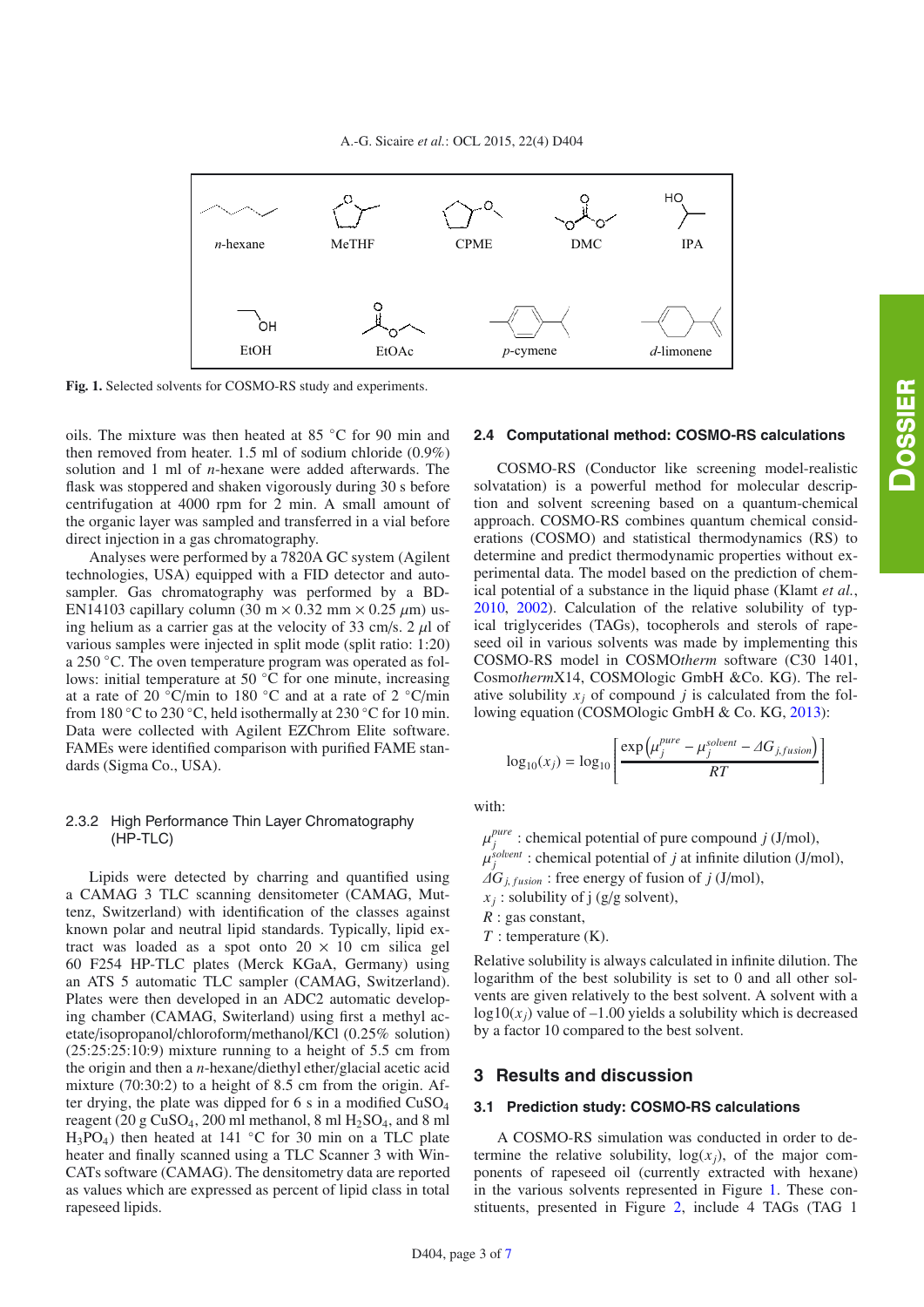n-hexane MeTHF CPME DMC IPA

EtOH EtOAc p-cymene d-limonene

**Fig. 1.** Selected solvents for COSMO-RS study and experiments.

oils. The mixture was then heated at 85 °C for 90 min and then removed from heater. 1.5 ml of sodium chloride (0.9%) solution and 1 ml of *n*-hexane were added afterwards. The flask was stoppered and shaken vigorously during 30 s before centrifugation at 4000 rpm for 2 min. A small amount of the organic layer was sampled and transferred in a vial before direct injection in a gas chromatography.

Analyses were performed by a 7820A GC system (Agilent technologies, USA) equipped with a FID detector and autosampler. Gas chromatography was performed by a BD-EN14103 capillary column (30 m × 0.32 mm × 0.25 $\mu$m) using helium as a carrier gas at the velocity of 33 cm/s. 2 $\mu$l of various samples were injected in split mode (split ratio: 1:20) a 250 °C. The oven temperature program was operated as follows: initial temperature at 50 °C for one minute, increasing at a rate of 20 °C/min to 180 °C and at a rate of 2 °C/min from 180 °C to 230 °C, held isothermally at 230 °C for 10 min. Data were collected with Agilent EZChrom Elite software. FAMEs were identified comparison with purified FAME standards (Sigma Co., USA).

### 2.3.2 High Performance Thin Layer Chromatography (HP-TLC)

Lipids were detected by charring and quantified using a CAMAG 3 TLC scanning densitometer (CAMAG, Muttenz, Switzerland) with identification of the classes against known polar and neutral lipid standards. Typically, lipid extract was loaded as a spot onto 20 × 10 cm silica gel 60 F254 HP-TLC plates (Merck KGaA, Germany) using an ATS 5 automatic TLC sampler (CAMAG, Switzerland). Plates were then developed in an ADC2 automatic developing chamber (CAMAG, Switerland) using first a methyl acetate/isopropanol/chloroform/methanol/KCl (0.25% solution) (25:25:25:10:9) mixture running to a height of 5.5 cm from the origin and then a *n*-hexane/diethyl ether/glacial acetic acid mixture (70:30:2) to a height of 8.5 cm from the origin. After drying, the plate was dipped for 6 s in a modified $CuSO_4$ reagent (20 g $CuSO_4$, 200 ml methanol, 8 ml $H_2SO_4$, and 8 ml $H_3PO_4$) then heated at 141 °C for 30 min on a TLC plate heater and finally scanned using a TLC Scanner 3 with WinCATs software (CAMAG). The densitometry data are reported as values which are expressed as percent of lipid class in total rapeseed lipids.

## 2.4 Computational method: COSMO-RS calculations

COSMO-RS (Conductor like screening model-realistic solvatation) is a powerful method for molecular description and solvent screening based on a quantum-chemical approach. COSMO-RS combines quantum chemical considerations (COSMO) and statistical thermodynamics (RS) to determine and predict thermodynamic properties without experimental data. The model based on the prediction of chemical potential of a substance in the liquid phase (Klamt *et al.*, 2010, 2002). Calculation of the relative solubility of typical triglycerides (TAGs), tocopherols and sterols of rapeseed oil in various solvents was made by implementing this COSMO-RS model in COSMO*therm* software (C30 1401, Cosmo*therm*X14, COSMOlogic GmbH &Co. KG). The relative solubility $x_j$ of compound $j$ is calculated from the following equation (COSMOlogic GmbH & Co. KG, 2013):

$$\log_{10}(x_j) = \log_{10}\left[\frac{\exp\left(\mu_j^{pure} - \mu_j^{solvent} - \Delta G_{j,fusion}\right)}{RT}\right]$$

with:

$\mu_j^{pure}$ : chemical potential of pure compound $j$ (J/mol),
$\mu_j^{solvent}$ : chemical potential of $j$ at infinite dilution (J/mol),
$\Delta G_{j,fusion}$ : free energy of fusion of $j$ (J/mol),
$x_j$ : solubility of j (g/g solvent),
$R$ : gas constant,
$T$ : temperature (K).

Relative solubility is always calculated in infinite dilution. The logarithm of the best solubility is set to 0 and all other solvents are given relatively to the best solvent. A solvent with a $\log10(x_j)$ value of –1.00 yields a solubility which is decreased by a factor 10 compared to the best solvent.

# 3 Results and discussion

## 3.1 Prediction study: COSMO-RS calculations

A COSMO-RS simulation was conducted in order to determine the relative solubility, $\log(x_j)$, of the major components of rapeseed oil (currently extracted with hexane) in the various solvents represented in Figure 1. These constituents, presented in Figure 2, include 4 TAGs (TAG 1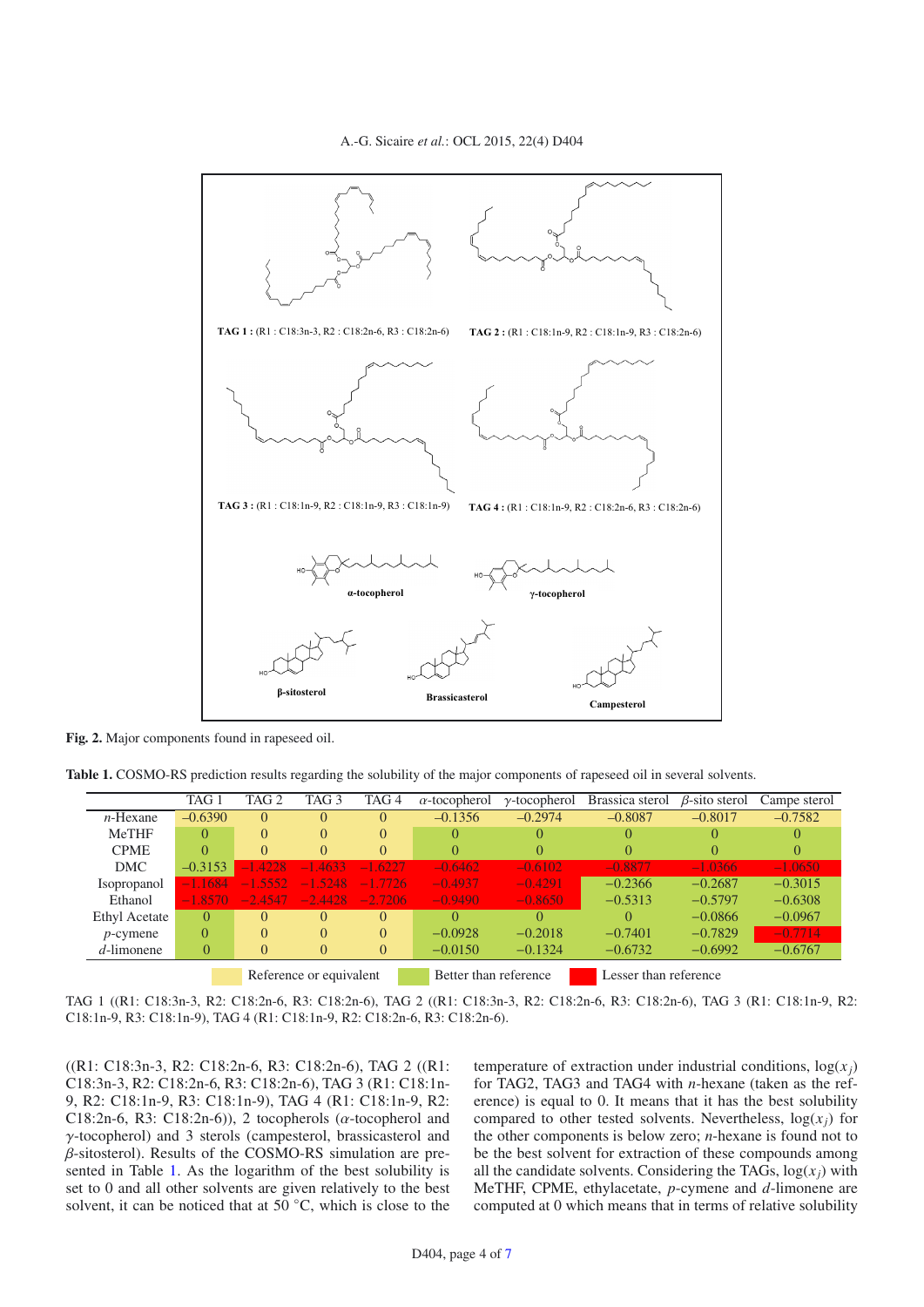TAG 1 : (R1 : C18:3n-3, R2 : C18:2n-6, R3 : C18:2n-6)

TAG 2 : (R1 : C18:1n-9, R2 : C18:1n-9, R3 : C18:2n-6)

TAG 3 : (R1 : C18:1n-9, R2 : C18:1n-9, R3 : C18:1n-9)

TAG 4 : (R1 : C18:1n-9, R2 : C18:2n-6, R3 : C18:2n-6)

α-tocopherol

γ-tocopherol

β-sitosterol

Brassicasterol

Campesterol

**Fig. 2.** Major components found in rapeseed oil.

**Table 1.** COSMO-RS prediction results regarding the solubility of the major components of rapeseed oil in several solvents.

| | TAG 1 | TAG 2 | TAG 3 | TAG 4 | α-tocopherol | γ-tocopherol | Brassica sterol | β-sito sterol | Campe sterol |
|---|---|---|---|---|---|---|---|---|---|
| *n*-Hexane | −0.6390 | 0 | 0 | 0 | −0.1356 | −0.2974 | −0.8087 | −0.8017 | −0.7582 |
| MeTHF | 0 | 0 | 0 | 0 | 0 | 0 | 0 | 0 | 0 |
| CPME | 0 | 0 | 0 | 0 | 0 | 0 | 0 | 0 | 0 |
| DMC | −0.3153 | −1.4228 | −1.4633 | −1.6227 | −0.6462 | −0.6102 | −0.8877 | −1.0366 | −1.0650 |
| Isopropanol | −1.1684 | −1.5552 | −1.5248 | −1.7726 | −0.4937 | −0.4291 | −0.2366 | −0.2687 | −0.3015 |
| Ethanol | −1.8570 | −2.4547 | −2.4428 | −2.7206 | −0.9490 | −0.8650 | −0.5313 | −0.5797 | −0.6308 |
| Ethyl Acetate | 0 | 0 | 0 | 0 | 0 | 0 | 0 | −0.0866 | −0.0967 |
| *p*-cymene | 0 | 0 | 0 | 0 | −0.0928 | −0.2018 | −0.7401 | −0.7829 | −0.7714 |
| *d*-limonene | 0 | 0 | 0 | 0 | −0.0150 | −0.1324 | −0.6732 | −0.6992 | −0.6767 |

Reference or equivalent    Better than reference    Lesser than reference

TAG 1 ((R1: C18:3n-3, R2: C18:2n-6, R3: C18:2n-6), TAG 2 ((R1: C18:3n-3, R2: C18:2n-6, R3: C18:2n-6), TAG 3 (R1: C18:1n-9, R2: C18:1n-9, R3: C18:1n-9), TAG 4 (R1: C18:1n-9, R2: C18:2n-6, R3: C18:2n-6).

((R1: C18:3n-3, R2: C18:2n-6, R3: C18:2n-6), TAG 2 ((R1: C18:3n-3, R2: C18:2n-6, R3: C18:2n-6), TAG 3 (R1: C18:1n-9, R2: C18:1n-9, R3: C18:1n-9), TAG 4 (R1: C18:1n-9, R2: C18:2n-6, R3: C18:2n-6)), 2 tocopherols (α-tocopherol and γ-tocopherol) and 3 sterols (campesterol, brassicasterol and β-sitosterol). Results of the COSMO-RS simulation are presented in Table 1. As the logarithm of the best solubility is set to 0 and all other solvents are given relatively to the best solvent, it can be noticed that at 50 °C, which is close to the temperature of extraction under industrial conditions, $\log(x_j)$ for TAG2, TAG3 and TAG4 with *n*-hexane (taken as the reference) is equal to 0. It means that it has the best solubility compared to other tested solvents. Nevertheless, $\log(x_j)$ for the other components is below zero; *n*-hexane is found not to be the best solvent for extraction of these compounds among all the candidate solvents. Considering the TAGs, $\log(x_j)$ with MeTHF, CPME, ethylacetate, *p*-cymene and *d*-limonene are computed at 0 which means that in terms of relative solubility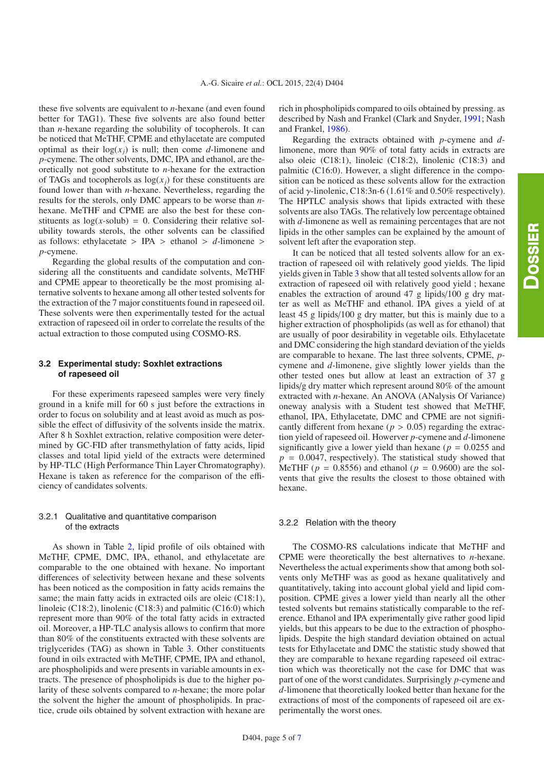these five solvents are equivalent to *n*-hexane (and even found better for TAG1). These five solvents are also found better than *n*-hexane regarding the solubility of tocopherols. It can be noticed that MeTHF, CPME and ethylacetate are computed optimal as their $\log(x_j)$ is null; then come *d*-limonene and *p*-cymene. The other solvents, DMC, IPA and ethanol, are theoretically not good substitute to *n*-hexane for the extraction of TAGs and tocopherols as $\log(x_j)$ for these constituents are found lower than with *n*-hexane. Nevertheless, regarding the results for the sterols, only DMC appears to be worse than *n*-hexane. MeTHF and CPME are also the best for these constituents as $\log(x\text{-solub}) = 0$. Considering their relative solubility towards sterols, the other solvents can be classified as follows: ethylacetate > IPA > ethanol > *d*-limonene > *p*-cymene.

Regarding the global results of the computation and considering all the constituents and candidate solvents, MeTHF and CPME appear to theoretically be the most promising alternative solvents to hexane among all other tested solvents for the extraction of the 7 major constituents found in rapeseed oil. These solvents were then experimentally tested for the actual extraction of rapeseed oil in order to correlate the results of the actual extraction to those computed using COSMO-RS.

### 3.2 Experimental study: Soxhlet extractions of rapeseed oil

For these experiments rapeseed samples were very finely ground in a knife mill for 60 s just before the extractions in order to focus on solubility and at least avoid as much as possible the effect of diffusivity of the solvents inside the matrix. After 8 h Soxhlet extraction, relative composition were determined by GC-FID after transmethylation of fatty acids, lipid classes and total lipid yield of the extracts were determined by HP-TLC (High Performance Thin Layer Chromatography). Hexane is taken as reference for the comparison of the efficiency of candidates solvents.

#### 3.2.1 Qualitative and quantitative comparison of the extracts

As shown in Table 2, lipid profile of oils obtained with MeTHF, CPME, DMC, IPA, ethanol, and ethylacetate are comparable to the one obtained with hexane. No important differences of selectivity between hexane and these solvents has been noticed as the composition in fatty acids remains the same; the main fatty acids in extracted oils are oleic (C18:1), linoleic (C18:2), linolenic (C18:3) and palmitic (C16:0) which represent more than 90% of the total fatty acids in extracted oil. Moreover, a HP-TLC analysis allows to confirm that more than 80% of the constituents extracted with these solvents are triglycerides (TAG) as shown in Table 3. Other constituents found in oils extracted with MeTHF, CPME, IPA and ethanol, are phospholipids and were presents in variable amounts in extracts. The presence of phospholipids is due to the higher polarity of these solvents compared to *n*-hexane; the more polar the solvent the higher the amount of phospholipids. In practice, crude oils obtained by solvent extraction with hexane are rich in phospholipids compared to oils obtained by pressing. as described by Nash and Frankel (Clark and Snyder, 1991; Nash and Frankel, 1986).

Regarding the extracts obtained with *p*-cymene and *d*-limonene, more than 90% of total fatty acids in extracts are also oleic (C18:1), linoleic (C18:2), linolenic (C18:3) and palmitic (C16:0). However, a slight difference in the composition can be noticed as these solvents allow for the extraction of acid γ-linolenic, C18:3n-6 (1.61% and 0.50% respectively). The HPTLC analysis shows that lipids extracted with these solvents are also TAGs. The relatively low percentage obtained with *d*-limonene as well as remaining percentages that are not lipids in the other samples can be explained by the amount of solvent left after the evaporation step.

It can be noticed that all tested solvents allow for an extraction of rapeseed oil with relatively good yields. The lipid yields given in Table 3 show that all tested solvents allow for an extraction of rapeseed oil with relatively good yield ; hexane enables the extraction of around 47 g lipids/100 g dry matter as well as MeTHF and ethanol. IPA gives a yield of at least 45 g lipids/100 g dry matter, but this is mainly due to a higher extraction of phospholipids (as well as for ethanol) that are usually of poor desirability in vegetable oils. Ethylacetate and DMC considering the high standard deviation of the yields are comparable to hexane. The last three solvents, CPME, *p*-cymene and *d*-limonene, give slightly lower yields than the other tested ones but allow an extraction of at least 37 g lipids/g dry matter which represent around 80% of the amount extracted with *n*-hexane. An ANOVA (ANalysis Of Variance) oneway analysis with a Student test showed that MeTHF, ethanol, IPA, Ethylacetate, DMC and CPME are not significantly different from hexane ($p > 0.05$) regarding the extraction yield of rapeseed oil. Howerver *p*-cymene and *d*-limonene significantly give a lower yield than hexane ($p = 0.0255$ and $p = 0.0047$, respectively). The statistical study showed that MeTHF ($p = 0.8556$) and ethanol ($p = 0.9600$) are the solvents that give the results the closest to those obtained with hexane.

#### 3.2.2 Relation with the theory

The COSMO-RS calculations indicate that MeTHF and CPME were theoretically the best alternatives to *n*-hexane. Nevertheless the actual experiments show that among both solvents only MeTHF was as good as hexane qualitatively and quantitatively, taking into account global yield and lipid composition. CPME gives a lower yield than nearly all the other tested solvents but remains statistically comparable to the reference. Ethanol and IPA experimentally give rather good lipid yields, but this appears to be due to the extraction of phospholipids. Despite the high standard deviation obtained on actual tests for Ethylacetate and DMC the statistic study showed that they are comparable to hexane regarding rapeseed oil extraction which was theoretically not the case for DMC that was part of one of the worst candidates. Surprisingly *p*-cymene and *d*-limonene that theoretically looked better than hexane for the extractions of most of the components of rapeseed oil are experimentally the worst ones.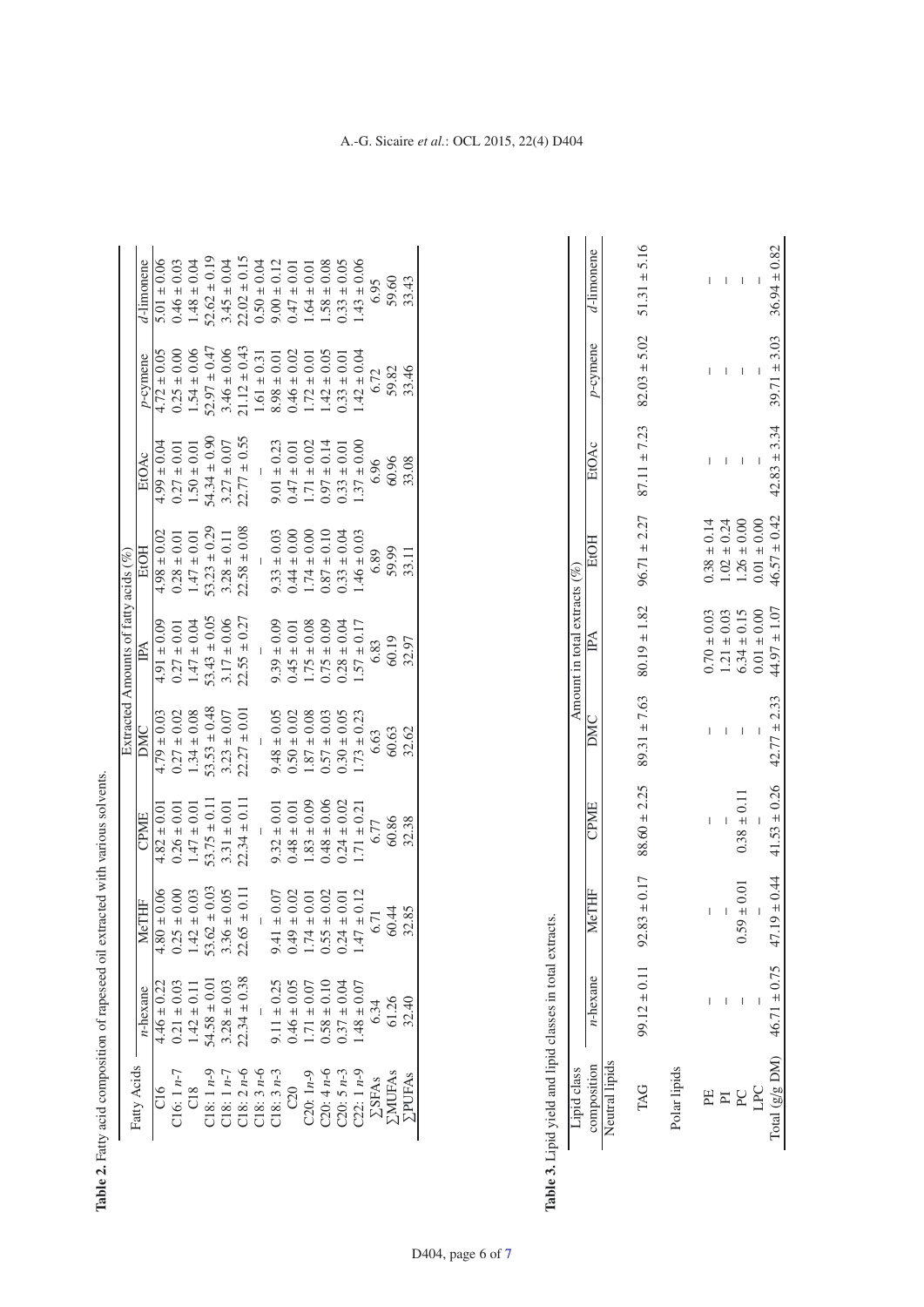**Table 2.** Fatty acid composition of rapeseed oil extracted with various solvents.

| Fatty Acids | Extracted Amounts of fatty acids (%) | | | | | | | |
|---|---|---|---|---|---|---|---|---|
| | *n*-hexane | MeTHF | CPME | DMC | IPA | EtOH | EtOAc | *p*-cymene | *d*-limonene |
| C16 | 4.46 ± 0.22 | 4.80 ± 0.06 | 4.82 ± 0.01 | 4.79 ± 0.03 | 4.91 ± 0.09 | 4.98 ± 0.02 | 4.99 ± 0.04 | 4.72 ± 0.05 | 5.01 ± 0.06 |
| C16: 1 *n*-7 | 0.21 ± 0.03 | 0.25 ± 0.00 | 0.26 ± 0.01 | 0.27 ± 0.02 | 0.27 ± 0.01 | 0.28 ± 0.01 | 0.27 ± 0.01 | 0.25 ± 0.00 | 0.46 ± 0.03 |
| C18 | 1.42 ± 0.11 | 1.42 ± 0.03 | 1.47 ± 0.01 | 1.34 ± 0.08 | 1.47 ± 0.04 | 1.47 ± 0.01 | 1.50 ± 0.01 | 1.54 ± 0.06 | 1.48 ± 0.04 |
| C18: 1 *n*-9 | 54.58 ± 0.01 | 53.62 ± 0.03 | 53.75 ± 0.11 | 53.53 ± 0.48 | 53.43 ± 0.05 | 53.23 ± 0.29 | 54.34 ± 0.90 | 52.97 ± 0.47 | 52.62 ± 0.19 |
| C18: 1 *n*-7 | 3.28 ± 0.03 | 3.36 ± 0.05 | 3.31 ± 0.01 | 3.23 ± 0.07 | 3.17 ± 0.06 | 3.28 ± 0.11 | 3.27 ± 0.07 | 3.46 ± 0.06 | 3.45 ± 0.04 |
| C18: 2 *n*-6 | 22.34 ± 0.38 | 22.65 ± 0.11 | 22.34 ± 0.11 | 22.27 ± 0.01 | 22.55 ± 0.27 | 22.58 ± 0.08 | 22.77 ± 0.55 | 21.12 ± 0.43 | 22.02 ± 0.15 |
| C18: 3 *n*-6 | – | – | – | – | – | – | – | 1.61 ± 0.31 | 0.50 ± 0.04 |
| C18: 3 *n*-3 | 9.11 ± 0.25 | 9.41 ± 0.07 | 9.32 ± 0.01 | 9.48 ± 0.05 | 9.39 ± 0.09 | 9.33 ± 0.03 | 9.01 ± 0.23 | 8.98 ± 0.01 | 9.00 ± 0.12 |
| C20 | 0.46 ± 0.05 | 0.49 ± 0.02 | 0.48 ± 0.01 | 0.50 ± 0.02 | 0.45 ± 0.01 | 0.44 ± 0.00 | 0.47 ± 0.01 | 0.46 ± 0.02 | 0.47 ± 0.01 |
| C20: 1*n*-9 | 1.71 ± 0.07 | 1.74 ± 0.01 | 1.83 ± 0.09 | 1.87 ± 0.08 | 1.75 ± 0.08 | 1.74 ± 0.00 | 1.71 ± 0.02 | 1.72 ± 0.01 | 1.64 ± 0.01 |
| C20: 4 *n*-6 | 0.58 ± 0.10 | 0.55 ± 0.02 | 0.48 ± 0.06 | 0.57 ± 0.03 | 0.75 ± 0.09 | 0.87 ± 0.10 | 0.97 ± 0.14 | 1.42 ± 0.05 | 1.58 ± 0.08 |
| C20: 5 *n*-3 | 0.37 ± 0.04 | 0.24 ± 0.01 | 0.24 ± 0.02 | 0.30 ± 0.05 | 0.28 ± 0.04 | 0.33 ± 0.04 | 0.33 ± 0.01 | 0.33 ± 0.01 | 0.33 ± 0.05 |
| C22: 1 *n*-9 | 1.48 ± 0.07 | 1.47 ± 0.12 | 1.71 ± 0.21 | 1.73 ± 0.23 | 1.57 ± 0.17 | 1.46 ± 0.03 | 1.37 ± 0.00 | 1.42 ± 0.04 | 1.43 ± 0.06 |
| ∑SFAs | 6.34 | 6.71 | 6.77 | 6.63 | 6.83 | 6.89 | 6.96 | 6.72 | 6.95 |
| ∑MUFAs | 61.26 | 60.44 | 60.86 | 60.63 | 60.19 | 59.99 | 60.96 | 59.82 | 59.60 |
| ∑PUFAs | 32.40 | 32.85 | 32.38 | 32.62 | 32.97 | 33.11 | 33.08 | 33.46 | 33.43 |

**Table 3.** Lipid yield and lipid classes in total extracts.

| Lipid class composition | Amount in total extracts (%) | | | | | | | | |
|---|---|---|---|---|---|---|---|---|---|
| | *n*-hexane | MeTHF | CPME | DMC | IPA | EtOH | EtOAc | *p*-cymene | *d*-limonene |
| Neutral lipids | | | | | | | | | |
| TAG | 99.12 ± 0.11 | 92.83 ± 0.17 | 88.60 ± 2.25 | 89.31 ± 7.63 | 80.19 ± 1.82 | 96.71 ± 2.27 | 87.11 ± 7.23 | 82.03 ± 5.02 | 51.31 ± 5.16 |
| Polar lipids | | | | | | | | | |
| PE | – | – | – | – | 0.70 ± 0.03 | 0.38 ± 0.14 | – | – | – |
| PI | – | – | – | – | 1.21 ± 0.03 | 1.02 ± 0.24 | – | – | – |
| PC | – | 0.59 ± 0.01 | 0.38 ± 0.11 | – | 6.34 ± 0.15 | 1.26 ± 0.00 | – | – | – |
| LPC | – | – | – | – | 0.01 ± 0.00 | 0.01 ± 0.00 | – | – | – |
| Total (g/g DM) | 46.71 ± 0.75 | 47.19 ± 0.44 | 41.53 ± 0.26 | 42.77 ± 2.33 | 44.97 ± 1.07 | 46.57 ± 0.42 | 42.83 ± 3.34 | 39.71 ± 3.03 | 36.94 ± 0.82 |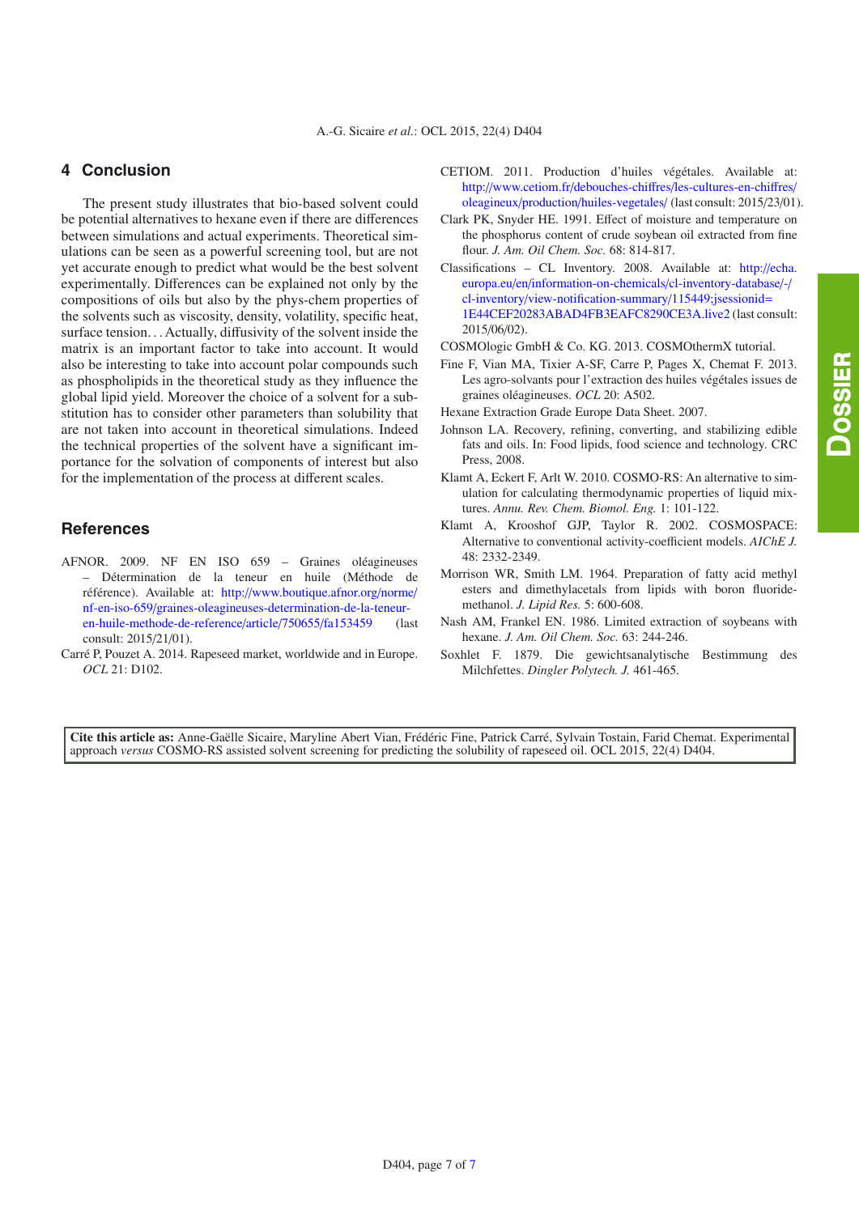## 4 Conclusion

The present study illustrates that bio-based solvent could be potential alternatives to hexane even if there are differences between simulations and actual experiments. Theoretical simulations can be seen as a powerful screening tool, but are not yet accurate enough to predict what would be the best solvent experimentally. Differences can be explained not only by the compositions of oils but also by the phys-chem properties of the solvents such as viscosity, density, volatility, specific heat, surface tension. . . Actually, diffusivity of the solvent inside the matrix is an important factor to take into account. It would also be interesting to take into account polar compounds such as phospholipids in the theoretical study as they influence the global lipid yield. Moreover the choice of a solvent for a substitution has to consider other parameters than solubility that are not taken into account in theoretical simulations. Indeed the technical properties of the solvent have a significant importance for the solvation of components of interest but also for the implementation of the process at different scales.

## References

AFNOR. 2009. NF EN ISO 659 – Graines oléagineuses – Détermination de la teneur en huile (Méthode de référence). Available at: http://www.boutique.afnor.org/norme/nf-en-iso-659/graines-oleagineuses-determination-de-la-teneur-en-huile-methode-de-reference/article/750655/fa153459 (last consult: 2015/21/01).

Carré P, Pouzet A. 2014. Rapeseed market, worldwide and in Europe. *OCL* 21: D102.

CETIOM. 2011. Production d'huiles végétales. Available at: http://www.cetiom.fr/debouches-chiffres/les-cultures-en-chiffres/oleagineux/production/huiles-vegetales/ (last consult: 2015/23/01).

Clark PK, Snyder HE. 1991. Effect of moisture and temperature on the phosphorus content of crude soybean oil extracted from fine flour. *J. Am. Oil Chem. Soc.* 68: 814-817.

Classifications – CL Inventory. 2008. Available at: http://echa.europa.eu/en/information-on-chemicals/cl-inventory-database/-/cl-inventory/view-notification-summary/115449;jsessionid=1E44CEF20283ABAD4FB3EAFC8290CE3A.live2 (last consult: 2015/06/02).

COSMOlogic GmbH & Co. KG. 2013. COSMOthermX tutorial.

Fine F, Vian MA, Tixier A-SF, Carre P, Pages X, Chemat F. 2013. Les agro-solvants pour l'extraction des huiles végétales issues de graines oléagineuses. *OCL* 20: A502.

Hexane Extraction Grade Europe Data Sheet. 2007.

Johnson LA. Recovery, refining, converting, and stabilizing edible fats and oils. In: Food lipids, food science and technology. CRC Press, 2008.

Klamt A, Eckert F, Arlt W. 2010. COSMO-RS: An alternative to simulation for calculating thermodynamic properties of liquid mixtures. *Annu. Rev. Chem. Biomol. Eng.* 1: 101-122.

Klamt A, Krooshof GJP, Taylor R. 2002. COSMOSPACE: Alternative to conventional activity-coefficient models. *AIChE J.* 48: 2332-2349.

Morrison WR, Smith LM. 1964. Preparation of fatty acid methyl esters and dimethylacetals from lipids with boron fluoride-methanol. *J. Lipid Res.* 5: 600-608.

Nash AM, Frankel EN. 1986. Limited extraction of soybeans with hexane. *J. Am. Oil Chem. Soc.* 63: 244-246.

Soxhlet F. 1879. Die gewichtsanalytische Bestimmung des Milchfettes. *Dingler Polytech. J.* 461-465.

**Cite this article as:** Anne-Gaëlle Sicaire, Maryline Abert Vian, Frédéric Fine, Patrick Carré, Sylvain Tostain, Farid Chemat. Experimental approach *versus* COSMO-RS assisted solvent screening for predicting the solubility of rapeseed oil. OCL 2015, 22(4) D404.